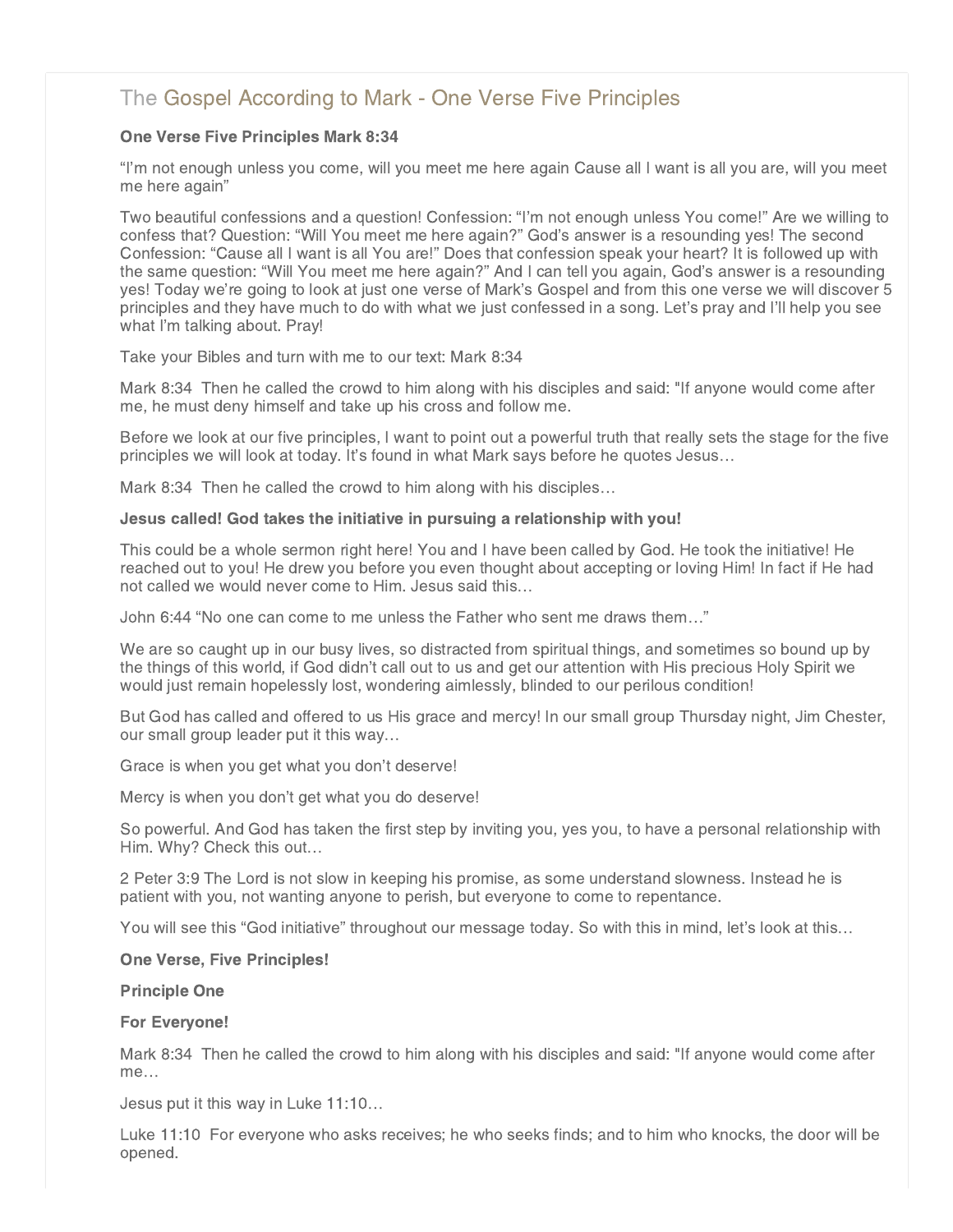# The Gospel According to Mark - One Verse Five Principles

**One Verse Five Principles Mark 8:34**

“I’m not enough unless you come, will you meet me here again Cause all I want is all you are, will you meet me here again”

Two beautiful confessions and a question! Confession: “I’m not enough unless You come!” Are we willing to confess that? Question: “Will You meet me here again?” God’s answer is a resounding yes! The second Confession: “Cause all I want is all You are!” Does that confession speak your heart? It is followed up with the same question: “Will You meet me here again?” And I can tell you again, God’s answer is a resounding yes! Today we’re going to look at just one verse of Mark’s Gospel and from this one verse we will discover 5 principles and they have much to do with what we just confessed in a song. Let’s pray and I’ll help you see what I’m talking about. Pray!

Take your Bibles and turn with me to our text: Mark 8:34

Mark 8:34 Then he called the crowd to him along with his disciples and said: "If anyone would come after me, he must deny himself and take up his cross and follow me.

Before we look at our five principles, I want to point out a powerful truth that really sets the stage for the five principles we will look at today. It’s found in what Mark says before he quotes Jesus…

Mark 8:34 Then he called the crowd to him along with his disciples…

**Jesus called! God takes the initiative in pursuing a relationship with you!**

This could be a whole sermon right here! You and I have been called by God. He took the initiative! He reached out to you! He drew you before you even thought about accepting or loving Him! In fact if He had not called we would never come to Him. Jesus said this…

John 6:44 “No one can come to me unless the Father who sent me draws them…”

We are so caught up in our busy lives, so distracted from spiritual things, and sometimes so bound up by the things of this world, if God didn’t call out to us and get our attention with His precious Holy Spirit we would just remain hopelessly lost, wondering aimlessly, blinded to our perilous condition!

But God has called and offered to us His grace and mercy! In our small group Thursday night, Jim Chester, our small group leader put it this way…

Grace is when you get what you don’t deserve!

Mercy is when you don’t get what you do deserve!

So powerful. And God has taken the first step by inviting you, yes you, to have a personal relationship with Him. Why? Check this out…

2 Peter 3:9 The Lord is not slow in keeping his promise, as some understand slowness. Instead he is patient with you, not wanting anyone to perish, but everyone to come to repentance.

You will see this “God initiative” throughout our message today. So with this in mind, let’s look at this…

**One Verse, Five Principles!**

**Principle One**

**For Everyone!**

Mark 8:34 Then he called the crowd to him along with his disciples and said: "If anyone would come after me…

Jesus put it this way in Luke 11:10…

Luke 11:10 For everyone who asks receives; he who seeks finds; and to him who knocks, the door will be opened.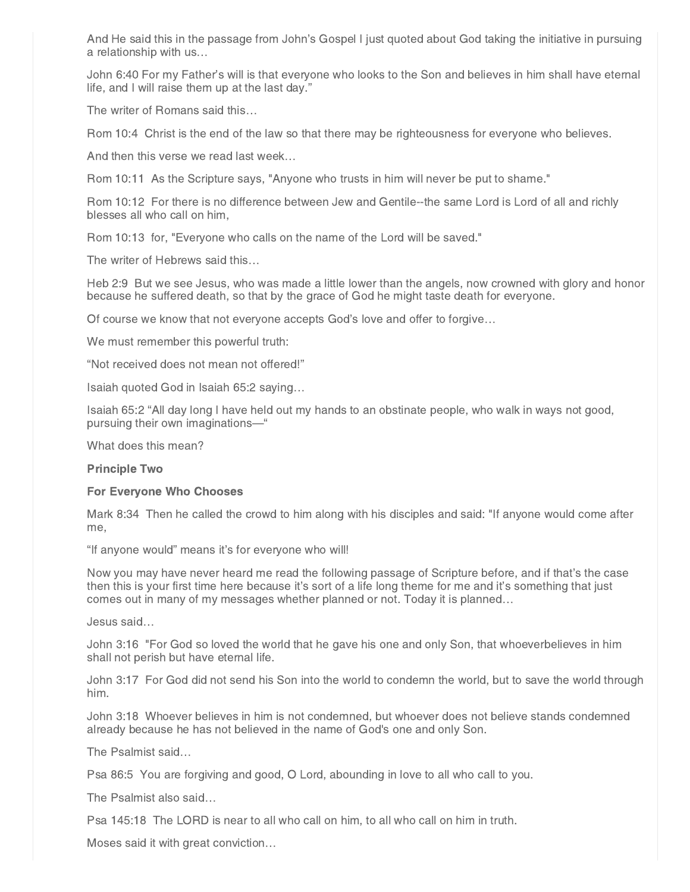And He said this in the passage from John's Gospel I just quoted about God taking the initiative in pursuing a relationship with us…

John 6:40 For my Father's will is that everyone who looks to the Son and believes in him shall have eternal life, and I will raise them up at the last day."

The writer of Romans said this…

Rom 10:4 Christ is the end of the law so that there may be righteousness for everyone who believes.

And then this verse we read last week…

Rom 10:11 As the Scripture says, "Anyone who trusts in him will never be put to shame."

Rom 10:12 For there is no difference between Jew and Gentile--the same Lord is Lord of all and richly blesses all who call on him,

Rom 10:13 for, "Everyone who calls on the name of the Lord will be saved."

The writer of Hebrews said this…

Heb 2:9 But we see Jesus, who was made a little lower than the angels, now crowned with glory and honor because he suffered death, so that by the grace of God he might taste death for everyone.

Of course we know that not everyone accepts God's love and offer to forgive…

We must remember this powerful truth:

"Not received does not mean not offered!"

Isaiah quoted God in Isaiah 65:2 saying…

Isaiah 65:2 "All day long I have held out my hands to an obstinate people, who walk in ways not good, pursuing their own imaginations—"

What does this mean?

**Principle Two**

**For Everyone Who Chooses**

Mark 8:34 Then he called the crowd to him along with his disciples and said: "If anyone would come after me,

"If anyone would" means it's for everyone who will!

Now you may have never heard me read the following passage of Scripture before, and if that's the case then this is your first time here because it's sort of a life long theme for me and it's something that just comes out in many of my messages whether planned or not. Today it is planned…

Jesus said…

John 3:16 "For God so loved the world that he gave his one and only Son, that whoeverbelieves in him shall not perish but have eternal life.

John 3:17 For God did not send his Son into the world to condemn the world, but to save the world through him.

John 3:18 Whoever believes in him is not condemned, but whoever does not believe stands condemned already because he has not believed in the name of God's one and only Son.

The Psalmist said…

Psa 86:5 You are forgiving and good, O Lord, abounding in love to all who call to you.

The Psalmist also said…

Psa 145:18 The LORD is near to all who call on him, to all who call on him in truth.

Moses said it with great conviction…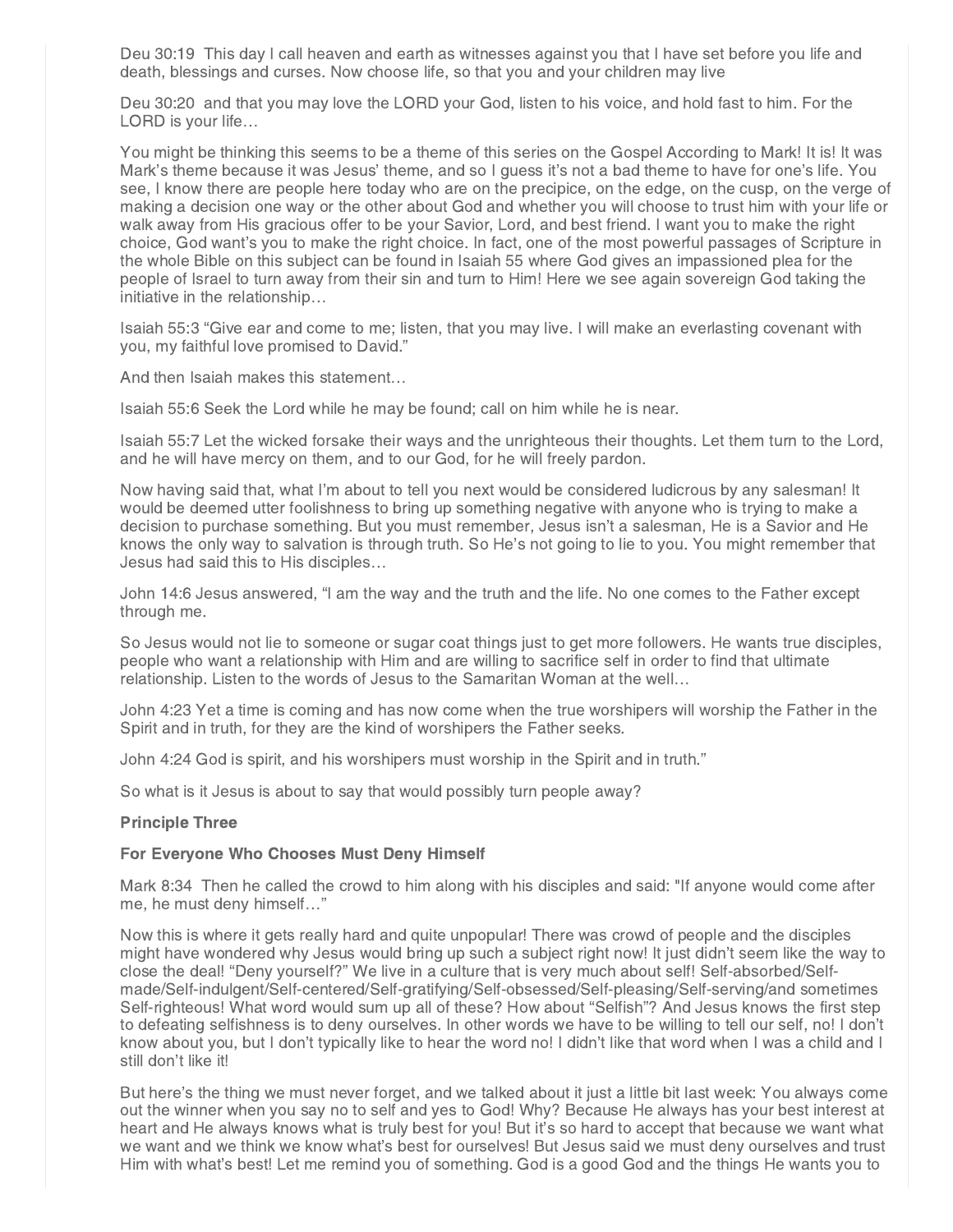Deu 30:19 This day I call heaven and earth as witnesses against you that I have set before you life and death, blessings and curses. Now choose life, so that you and your children may live

Deu 30:20 and that you may love the LORD your God, listen to his voice, and hold fast to him. For the LORD is your life…

You might be thinking this seems to be a theme of this series on the Gospel According to Mark! It is! It was Mark's theme because it was Jesus' theme, and so I guess it's not a bad theme to have for one's life. You see, I know there are people here today who are on the precipice, on the edge, on the cusp, on the verge of making a decision one way or the other about God and whether you will choose to trust him with your life or walk away from His gracious offer to be your Savior, Lord, and best friend. I want you to make the right choice, God want's you to make the right choice. In fact, one of the most powerful passages of Scripture in the whole Bible on this subject can be found in Isaiah 55 where God gives an impassioned plea for the people of Israel to turn away from their sin and turn to Him! Here we see again sovereign God taking the initiative in the relationship…

Isaiah 55:3 "Give ear and come to me; listen, that you may live. I will make an everlasting covenant with you, my faithful love promised to David."

And then Isaiah makes this statement…

Isaiah 55:6 Seek the Lord while he may be found; call on him while he is near.

Isaiah 55:7 Let the wicked forsake their ways and the unrighteous their thoughts. Let them turn to the Lord, and he will have mercy on them, and to our God, for he will freely pardon.

Now having said that, what I'm about to tell you next would be considered ludicrous by any salesman! It would be deemed utter foolishness to bring up something negative with anyone who is trying to make a decision to purchase something. But you must remember, Jesus isn't a salesman, He is a Savior and He knows the only way to salvation is through truth. So He's not going to lie to you. You might remember that Jesus had said this to His disciples…

John 14:6 Jesus answered, "I am the way and the truth and the life. No one comes to the Father except through me.

So Jesus would not lie to someone or sugar coat things just to get more followers. He wants true disciples, people who want a relationship with Him and are willing to sacrifice self in order to find that ultimate relationship. Listen to the words of Jesus to the Samaritan Woman at the well…

John 4:23 Yet a time is coming and has now come when the true worshipers will worship the Father in the Spirit and in truth, for they are the kind of worshipers the Father seeks.

John 4:24 God is spirit, and his worshipers must worship in the Spirit and in truth."

So what is it Jesus is about to say that would possibly turn people away?

**Principle Three**

**For Everyone Who Chooses Must Deny Himself**

Mark 8:34 Then he called the crowd to him along with his disciples and said: "If anyone would come after me, he must deny himself…"

Now this is where it gets really hard and quite unpopular! There was crowd of people and the disciples might have wondered why Jesus would bring up such a subject right now! It just didn't seem like the way to close the deal! "Deny yourself?" We live in a culture that is very much about self! Self-absorbed/Self-made/Self-indulgent/Self-centered/Self-gratifying/Self-obsessed/Self-pleasing/Self-serving/and sometimes Self-righteous! What word would sum up all of these? How about "Selfish"? And Jesus knows the first step to defeating selfishness is to deny ourselves. In other words we have to be willing to tell our self, no! I don't know about you, but I don't typically like to hear the word no! I didn't like that word when I was a child and I still don't like it!

But here's the thing we must never forget, and we talked about it just a little bit last week: You always come out the winner when you say no to self and yes to God! Why? Because He always has your best interest at heart and He always knows what is truly best for you! But it's so hard to accept that because we want what we want and we think we know what's best for ourselves! But Jesus said we must deny ourselves and trust Him with what's best! Let me remind you of something. God is a good God and the things He wants you to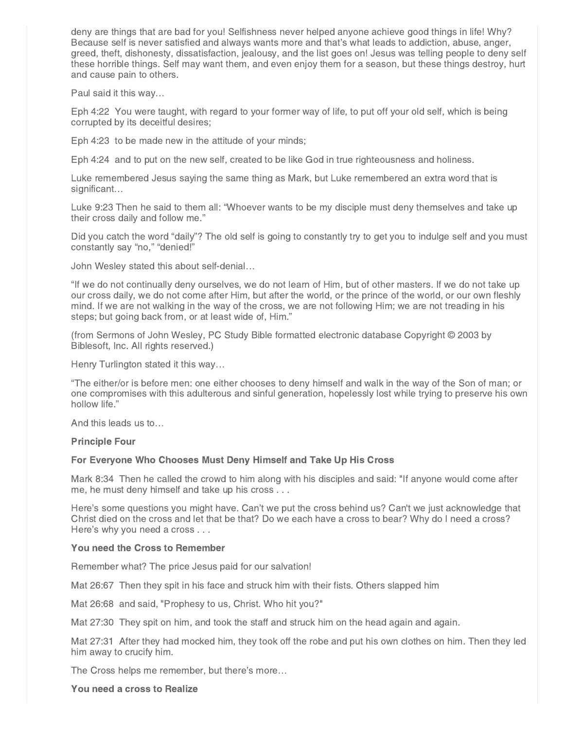deny are things that are bad for you! Selfishness never helped anyone achieve good things in life! Why? Because self is never satisfied and always wants more and that's what leads to addiction, abuse, anger, greed, theft, dishonesty, dissatisfaction, jealousy, and the list goes on! Jesus was telling people to deny self these horrible things. Self may want them, and even enjoy them for a season, but these things destroy, hurt and cause pain to others.

Paul said it this way…

Eph 4:22 You were taught, with regard to your former way of life, to put off your old self, which is being corrupted by its deceitful desires;

Eph 4:23 to be made new in the attitude of your minds;

Eph 4:24 and to put on the new self, created to be like God in true righteousness and holiness.

Luke remembered Jesus saying the same thing as Mark, but Luke remembered an extra word that is significant…

Luke 9:23 Then he said to them all: "Whoever wants to be my disciple must deny themselves and take up their cross daily and follow me."

Did you catch the word "daily"? The old self is going to constantly try to get you to indulge self and you must constantly say "no," "denied!"

John Wesley stated this about self-denial…

"If we do not continually deny ourselves, we do not learn of Him, but of other masters. If we do not take up our cross daily, we do not come after Him, but after the world, or the prince of the world, or our own fleshly mind. If we are not walking in the way of the cross, we are not following Him; we are not treading in his steps; but going back from, or at least wide of, Him."

(from Sermons of John Wesley, PC Study Bible formatted electronic database Copyright © 2003 by Biblesoft, Inc. All rights reserved.)

Henry Turlington stated it this way…

"The either/or is before men: one either chooses to deny himself and walk in the way of the Son of man; or one compromises with this adulterous and sinful generation, hopelessly lost while trying to preserve his own hollow life."

And this leads us to…

**Principle Four**

**For Everyone Who Chooses Must Deny Himself and Take Up His Cross**

Mark 8:34 Then he called the crowd to him along with his disciples and said: "If anyone would come after me, he must deny himself and take up his cross . . .

Here's some questions you might have. Can't we put the cross behind us? Can't we just acknowledge that Christ died on the cross and let that be that? Do we each have a cross to bear? Why do I need a cross? Here's why you need a cross . . .

**You need the Cross to Remember**

Remember what? The price Jesus paid for our salvation!

Mat 26:67 Then they spit in his face and struck him with their fists. Others slapped him

Mat 26:68 and said, "Prophesy to us, Christ. Who hit you?"

Mat 27:30 They spit on him, and took the staff and struck him on the head again and again.

Mat 27:31 After they had mocked him, they took off the robe and put his own clothes on him. Then they led him away to crucify him.

The Cross helps me remember, but there's more…

**You need a cross to Realize**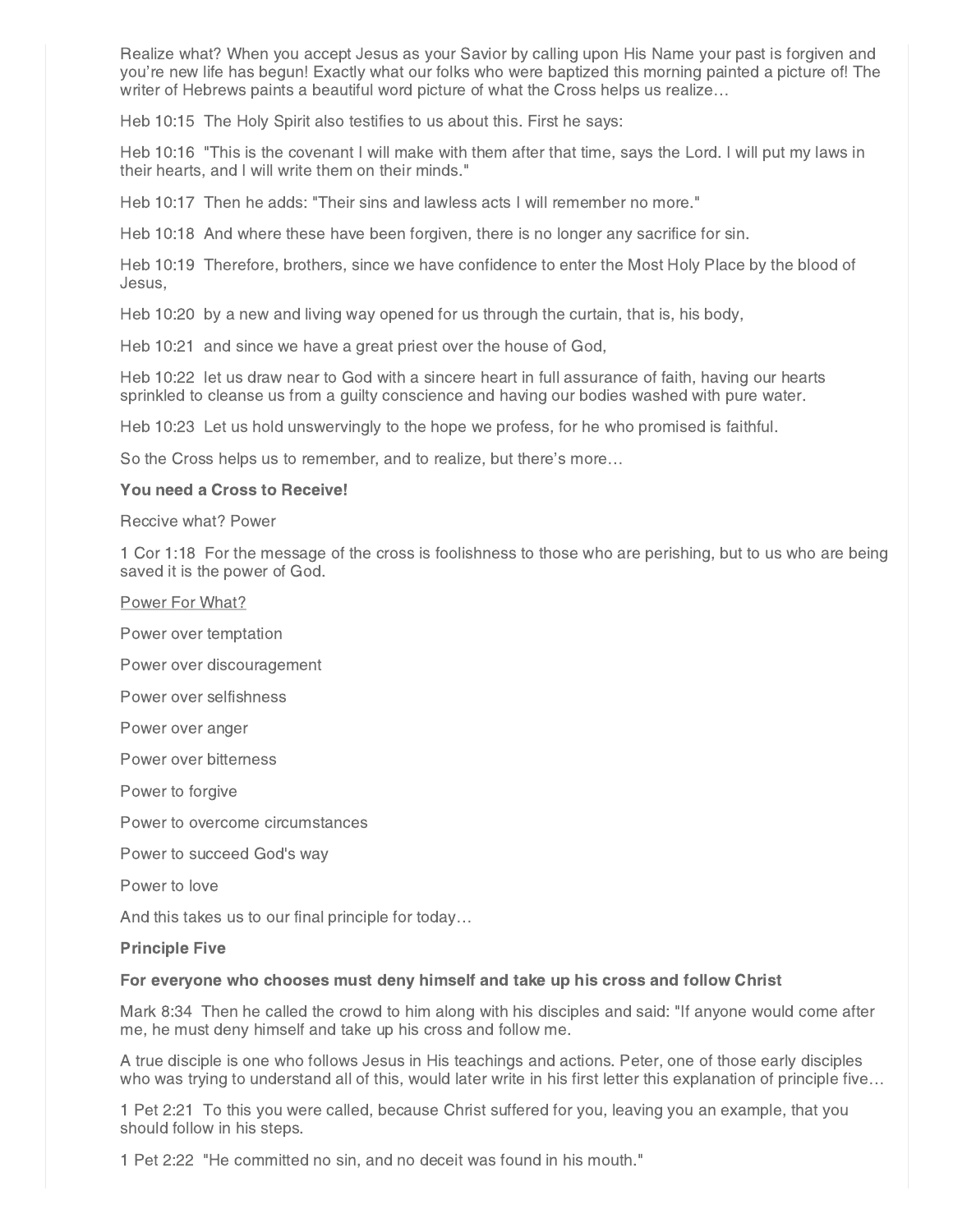Realize what? When you accept Jesus as your Savior by calling upon His Name your past is forgiven and you're new life has begun! Exactly what our folks who were baptized this morning painted a picture of! The writer of Hebrews paints a beautiful word picture of what the Cross helps us realize…

Heb 10:15  The Holy Spirit also testifies to us about this. First he says:

Heb 10:16  "This is the covenant I will make with them after that time, says the Lord. I will put my laws in their hearts, and I will write them on their minds."

Heb 10:17  Then he adds: "Their sins and lawless acts I will remember no more."

Heb 10:18  And where these have been forgiven, there is no longer any sacrifice for sin.

Heb 10:19  Therefore, brothers, since we have confidence to enter the Most Holy Place by the blood of Jesus,

Heb 10:20  by a new and living way opened for us through the curtain, that is, his body,

Heb 10:21  and since we have a great priest over the house of God,

Heb 10:22  let us draw near to God with a sincere heart in full assurance of faith, having our hearts sprinkled to cleanse us from a guilty conscience and having our bodies washed with pure water.

Heb 10:23  Let us hold unswervingly to the hope we profess, for he who promised is faithful.

So the Cross helps us to remember, and to realize, but there's more…

**You need a Cross to Receive!**

Reccive what? Power

1 Cor 1:18  For the message of the cross is foolishness to those who are perishing, but to us who are being saved it is the power of God.

<u>Power For What?</u>

Power over temptation

Power over discouragement

Power over selfishness

Power over anger

Power over bitterness

Power to forgive

Power to overcome circumstances

Power to succeed God's way

Power to love

And this takes us to our final principle for today…

**Principle Five**

**For everyone who chooses must deny himself and take up his cross and follow Christ**

Mark 8:34  Then he called the crowd to him along with his disciples and said: "If anyone would come after me, he must deny himself and take up his cross and follow me.

A true disciple is one who follows Jesus in His teachings and actions. Peter, one of those early disciples who was trying to understand all of this, would later write in his first letter this explanation of principle five…

1 Pet 2:21  To this you were called, because Christ suffered for you, leaving you an example, that you should follow in his steps.

1 Pet 2:22  "He committed no sin, and no deceit was found in his mouth."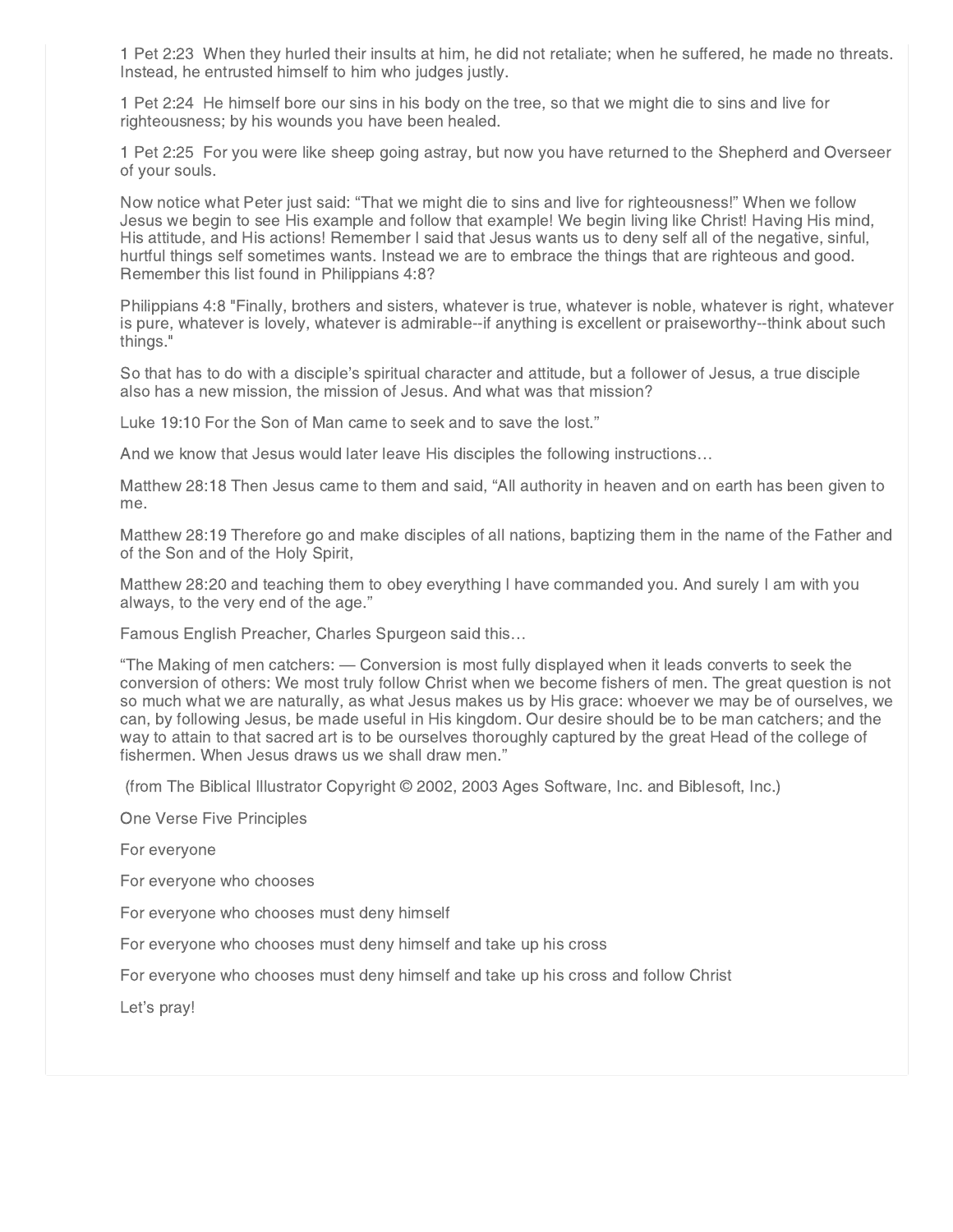1 Pet 2:23 When they hurled their insults at him, he did not retaliate; when he suffered, he made no threats. Instead, he entrusted himself to him who judges justly.

1 Pet 2:24 He himself bore our sins in his body on the tree, so that we might die to sins and live for righteousness; by his wounds you have been healed.

1 Pet 2:25 For you were like sheep going astray, but now you have returned to the Shepherd and Overseer of your souls.

Now notice what Peter just said: “That we might die to sins and live for righteousness!” When we follow Jesus we begin to see His example and follow that example! We begin living like Christ! Having His mind, His attitude, and His actions! Remember I said that Jesus wants us to deny self all of the negative, sinful, hurtful things self sometimes wants. Instead we are to embrace the things that are righteous and good. Remember this list found in Philippians 4:8?

Philippians 4:8 "Finally, brothers and sisters, whatever is true, whatever is noble, whatever is right, whatever is pure, whatever is lovely, whatever is admirable--if anything is excellent or praiseworthy--think about such things."

So that has to do with a disciple’s spiritual character and attitude, but a follower of Jesus, a true disciple also has a new mission, the mission of Jesus. And what was that mission?

Luke 19:10 For the Son of Man came to seek and to save the lost.”

And we know that Jesus would later leave His disciples the following instructions…

Matthew 28:18 Then Jesus came to them and said, “All authority in heaven and on earth has been given to me.

Matthew 28:19 Therefore go and make disciples of all nations, baptizing them in the name of the Father and of the Son and of the Holy Spirit,

Matthew 28:20 and teaching them to obey everything I have commanded you. And surely I am with you always, to the very end of the age.”

Famous English Preacher, Charles Spurgeon said this…

“The Making of men catchers: — Conversion is most fully displayed when it leads converts to seek the conversion of others: We most truly follow Christ when we become fishers of men. The great question is not so much what we are naturally, as what Jesus makes us by His grace: whoever we may be of ourselves, we can, by following Jesus, be made useful in His kingdom. Our desire should be to be man catchers; and the way to attain to that sacred art is to be ourselves thoroughly captured by the great Head of the college of fishermen. When Jesus draws us we shall draw men.”

(from The Biblical Illustrator Copyright © 2002, 2003 Ages Software, Inc. and Biblesoft, Inc.)

One Verse Five Principles

For everyone

For everyone who chooses

For everyone who chooses must deny himself

For everyone who chooses must deny himself and take up his cross

For everyone who chooses must deny himself and take up his cross and follow Christ

Let’s pray!